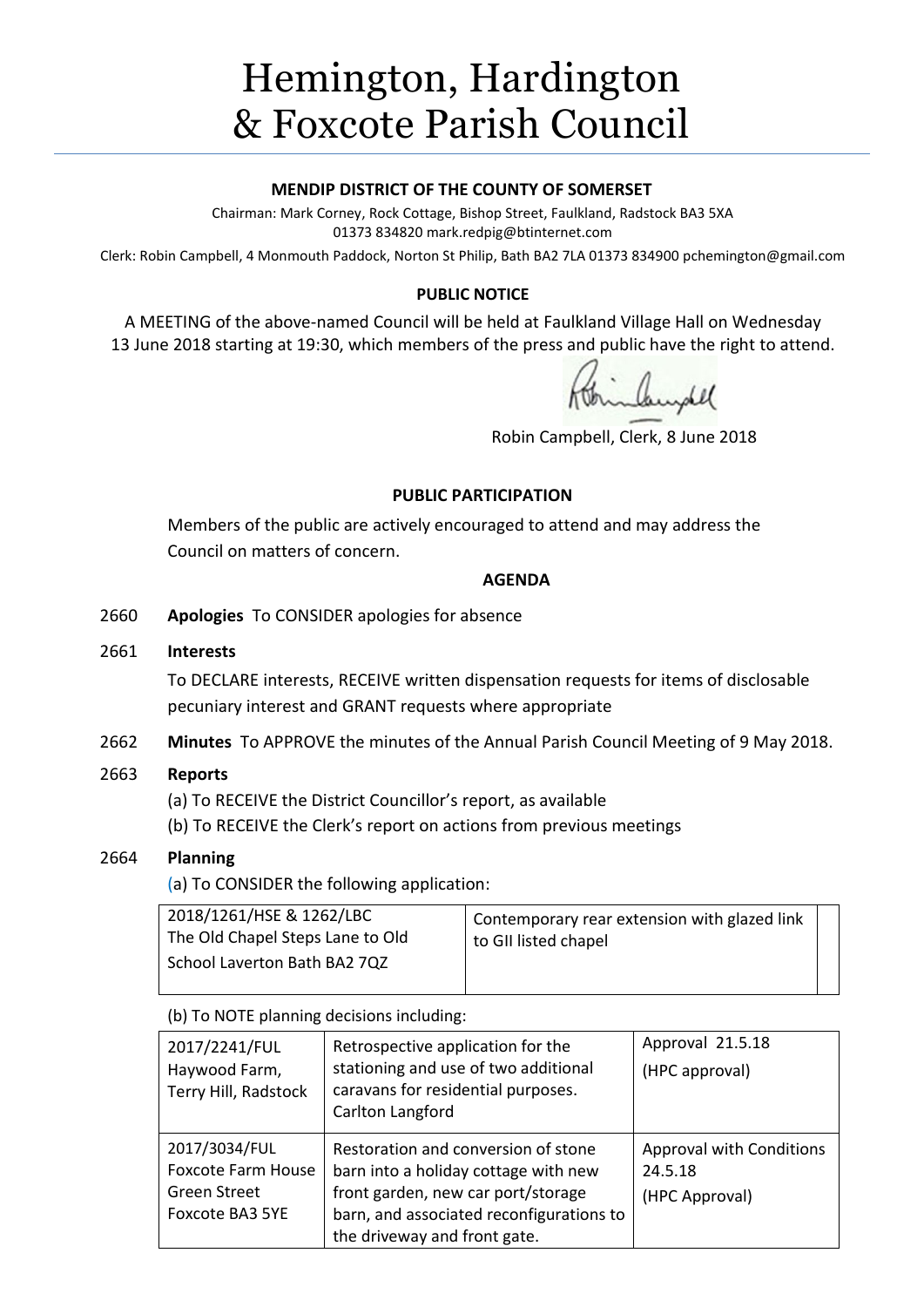# Hemington, Hardington & Foxcote Parish Council

**MENDIP DISTRICT OF THE COUNTY OF SOMERSET**

Chairman: Mark Corney, Rock Cottage, Bishop Street, Faulkland, Radstock BA3 5XA 01373 834820 mark.redpig@btinternet.com

Clerk: Robin Campbell, 4 Monmouth Paddock, Norton St Philip, Bath BA2 7LA 01373 834900 pchemington@gmail.com

**PUBLIC NOTICE**

A MEETING of the above-named Council will be held at Faulkland Village Hall on Wednesday 13 June 2018 starting at 19:30, which members of the press and public have the right to attend.

Robin Campbell, Clerk, 8 June 2018

**PUBLIC PARTICIPATION**

Members of the public are actively encouraged to attend and may address the Council on matters of concern.

**AGENDA**

2660 **Apologies** To CONSIDER apologies for absence

2661 **Interests**

To DECLARE interests, RECEIVE written dispensation requests for items of disclosable pecuniary interest and GRANT requests where appropriate

2662 **Minutes** To APPROVE the minutes of the Annual Parish Council Meeting of 9 May 2018.

2663 **Reports**

(a) To RECEIVE the District Councillor's report, as available

(b) To RECEIVE the Clerk's report on actions from previous meetings

2664 **Planning**

(a) To CONSIDER the following application:

| 2018/1261/HSE & 1262/LBC The Old Chapel Steps Lane to Old School Laverton Bath BA2 7QZ | Contemporary rear extension with glazed link to GII listed chapel | |
|---|---|---|

(b) To NOTE planning decisions including:

| 2017/2241/FUL Haywood Farm, Terry Hill, Radstock | Retrospective application for the stationing and use of two additional caravans for residential purposes. Carlton Langford | Approval 21.5.18 (HPC approval) |
|---|---|---|
| 2017/3034/FUL Foxcote Farm House Green Street Foxcote BA3 5YE | Restoration and conversion of stone barn into a holiday cottage with new front garden, new car port/storage barn, and associated reconfigurations to the driveway and front gate. | Approval with Conditions 24.5.18 (HPC Approval) |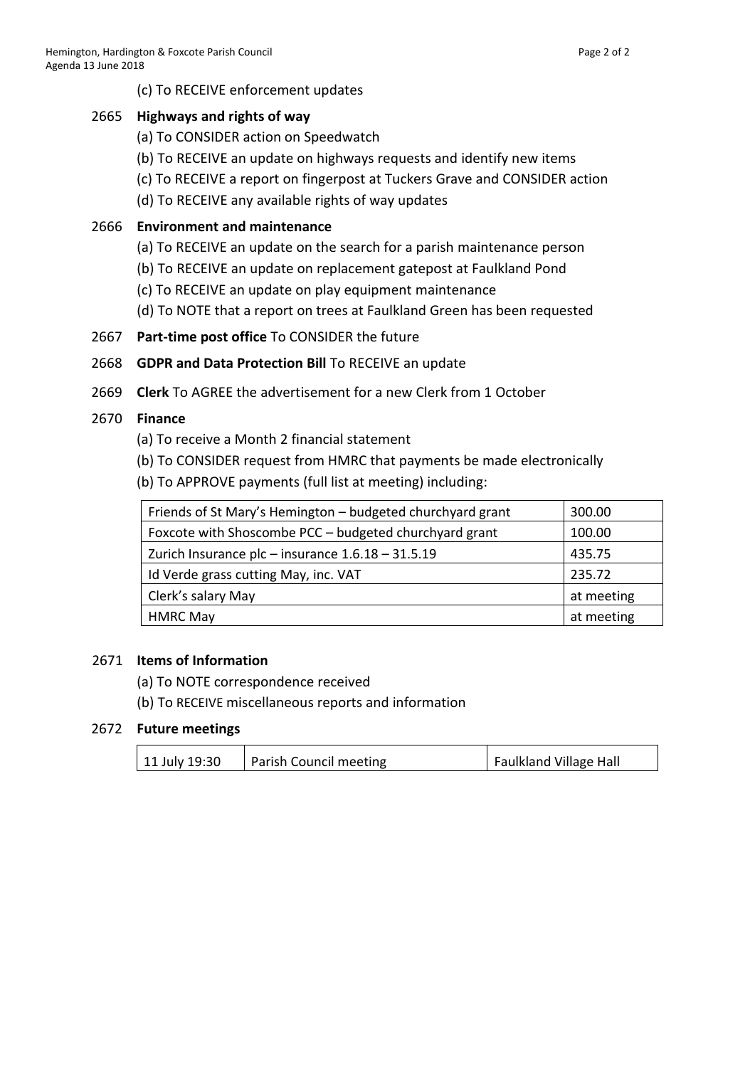(c) To RECEIVE enforcement updates

2665 **Highways and rights of way**

(a) To CONSIDER action on Speedwatch

(b) To RECEIVE an update on highways requests and identify new items

(c) To RECEIVE a report on fingerpost at Tuckers Grave and CONSIDER action

(d) To RECEIVE any available rights of way updates

2666 **Environment and maintenance**

(a) To RECEIVE an update on the search for a parish maintenance person

(b) To RECEIVE an update on replacement gatepost at Faulkland Pond

(c) To RECEIVE an update on play equipment maintenance

(d) To NOTE that a report on trees at Faulkland Green has been requested

2667 **Part-time post office** To CONSIDER the future

2668 **GDPR and Data Protection Bill** To RECEIVE an update

2669 **Clerk** To AGREE the advertisement for a new Clerk from 1 October

2670 **Finance**

(a) To receive a Month 2 financial statement

(b) To CONSIDER request from HMRC that payments be made electronically

(b) To APPROVE payments (full list at meeting) including:

| | |
|---|---|
| Friends of St Mary's Hemington – budgeted churchyard grant | 300.00 |
| Foxcote with Shoscombe PCC – budgeted churchyard grant | 100.00 |
| Zurich Insurance plc – insurance 1.6.18 – 31.5.19 | 435.75 |
| Id Verde grass cutting May, inc. VAT | 235.72 |
| Clerk's salary May | at meeting |
| HMRC May | at meeting |

2671 **Items of Information**

(a) To NOTE correspondence received

(b) To RECEIVE miscellaneous reports and information

2672 **Future meetings**

| | | |
|---|---|---|
| 11 July 19:30 | Parish Council meeting | Faulkland Village Hall |